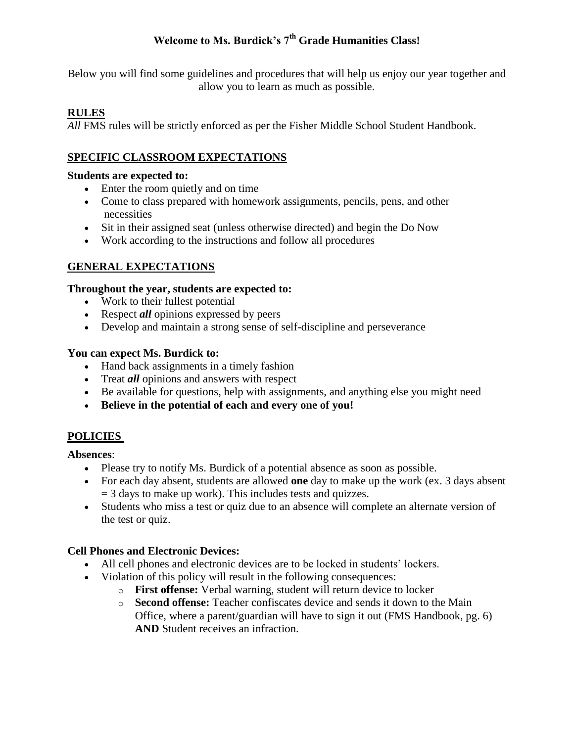# Welcome to Ms. Burdick's 7th Grade Humanities Class!

Below you will find some guidelines and procedures that will help us enjoy our year together and allow you to learn as much as possible.

## RULES

*All* FMS rules will be strictly enforced as per the Fisher Middle School Student Handbook.

## SPECIFIC CLASSROOM EXPECTATIONS

**Students are expected to:**

- Enter the room quietly and on time
- Come to class prepared with homework assignments, pencils, pens, and other necessities
- Sit in their assigned seat (unless otherwise directed) and begin the Do Now
- Work according to the instructions and follow all procedures

## GENERAL EXPECTATIONS

**Throughout the year, students are expected to:**

- Work to their fullest potential
- Respect ***all*** opinions expressed by peers
- Develop and maintain a strong sense of self-discipline and perseverance

**You can expect Ms. Burdick to:**

- Hand back assignments in a timely fashion
- Treat ***all*** opinions and answers with respect
- Be available for questions, help with assignments, and anything else you might need
- **Believe in the potential of each and every one of you!**

## POLICIES

**Absences**:

- Please try to notify Ms. Burdick of a potential absence as soon as possible.
- For each day absent, students are allowed **one** day to make up the work (ex. 3 days absent = 3 days to make up work). This includes tests and quizzes.
- Students who miss a test or quiz due to an absence will complete an alternate version of the test or quiz.

**Cell Phones and Electronic Devices:**

- All cell phones and electronic devices are to be locked in students' lockers.
- Violation of this policy will result in the following consequences:
  - **First offense:** Verbal warning, student will return device to locker
  - **Second offense:** Teacher confiscates device and sends it down to the Main Office, where a parent/guardian will have to sign it out (FMS Handbook, pg. 6) **AND** Student receives an infraction.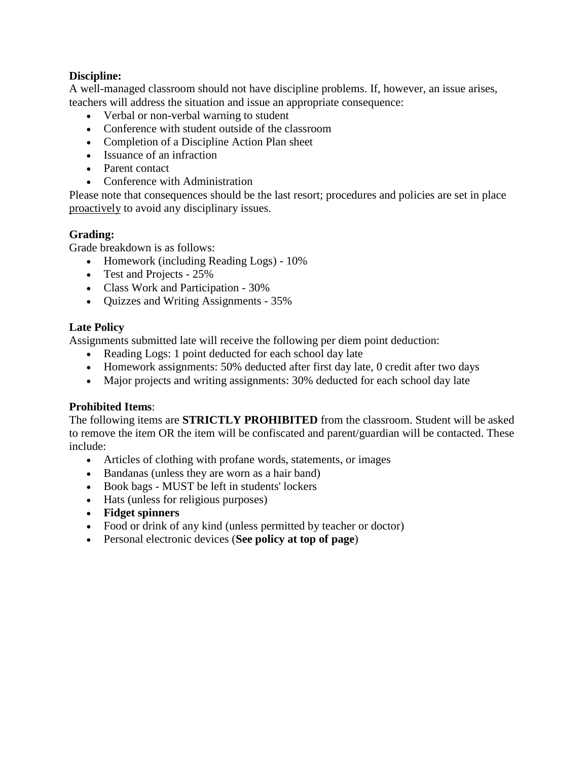**Discipline:**
A well-managed classroom should not have discipline problems. If, however, an issue arises, teachers will address the situation and issue an appropriate consequence:

- Verbal or non-verbal warning to student
- Conference with student outside of the classroom
- Completion of a Discipline Action Plan sheet
- Issuance of an infraction
- Parent contact
- Conference with Administration

Please note that consequences should be the last resort; procedures and policies are set in place <u>proactively</u> to avoid any disciplinary issues.

**Grading:**
Grade breakdown is as follows:

- Homework (including Reading Logs) - 10%
- Test and Projects - 25%
- Class Work and Participation - 30%
- Quizzes and Writing Assignments - 35%

**Late Policy**
Assignments submitted late will receive the following per diem point deduction:

- Reading Logs: 1 point deducted for each school day late
- Homework assignments: 50% deducted after first day late, 0 credit after two days
- Major projects and writing assignments: 30% deducted for each school day late

**Prohibited Items**:
The following items are **STRICTLY PROHIBITED** from the classroom. Student will be asked to remove the item OR the item will be confiscated and parent/guardian will be contacted. These include:

- Articles of clothing with profane words, statements, or images
- Bandanas (unless they are worn as a hair band)
- Book bags - MUST be left in students' lockers
- Hats (unless for religious purposes)
- **Fidget spinners**
- Food or drink of any kind (unless permitted by teacher or doctor)
- Personal electronic devices (**See policy at top of page**)